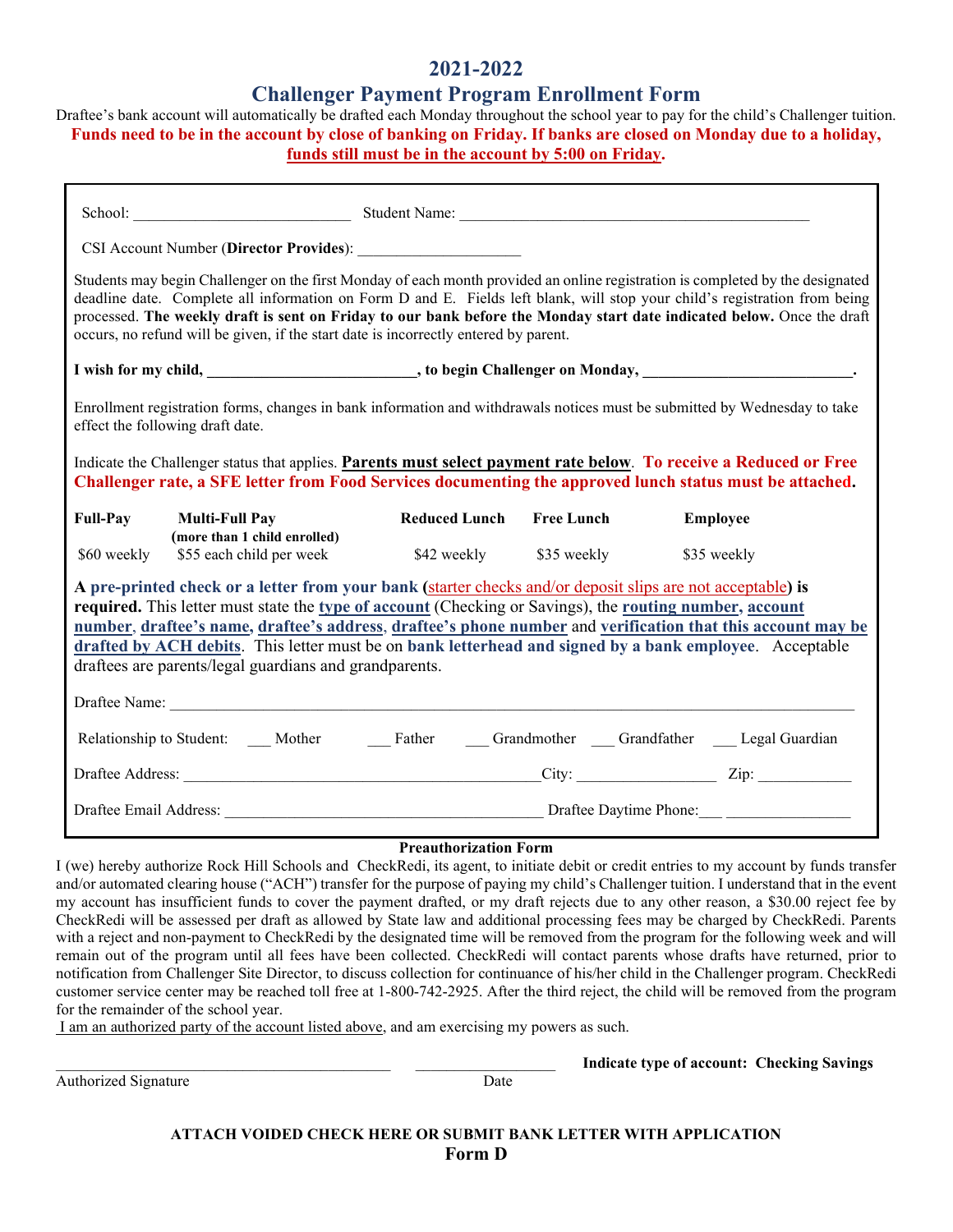# 2021-2022

## Challenger Payment Program Enrollment Form

Draftee's bank account will automatically be drafted each Monday throughout the school year to pay for the child's Challenger tuition.

**Funds need to be in the account by close of banking on Friday. If banks are closed on Monday due to a holiday, funds still must be in the account by 5:00 on Friday.**

School: ___________________________ Student Name: _____________________________________________

CSI Account Number (**Director Provides**): _____________________

Students may begin Challenger on the first Monday of each month provided an online registration is completed by the designated deadline date. Complete all information on Form D and E. Fields left blank, will stop your child's registration from being processed. **The weekly draft is sent on Friday to our bank before the Monday start date indicated below.** Once the draft occurs, no refund will be given, if the start date is incorrectly entered by parent.

**I wish for my child, ___________________________, to begin Challenger on Monday, ___________________________.**

Enrollment registration forms, changes in bank information and withdrawals notices must be submitted by Wednesday to take effect the following draft date.

Indicate the Challenger status that applies. **Parents must select payment rate below**. **To receive a Reduced or Free Challenger rate, a SFE letter from Food Services documenting the approved lunch status must be attached.**

| Full-Pay | Multi-Full Pay (more than 1 child enrolled) | Reduced Lunch | Free Lunch | Employee |
|---|---|---|---|---|
| $60 weekly | $55 each child per week | $42 weekly | $35 weekly | $35 weekly |

**A pre-printed check or a letter from your bank (**starter checks and/or deposit slips are not acceptable**) is required.** This letter must state the **type of account** (Checking or Savings), the **routing number, account number**, **draftee's name**, **draftee's address**, **draftee's phone number** and **verification that this account may be drafted by ACH debits**. This letter must be on **bank letterhead and signed by a bank employee**. Acceptable draftees are parents/legal guardians and grandparents.

Draftee Name: _____________________________________________________________________________________

Relationship to Student: ___ Mother ___ Father ___ Grandmother ___ Grandfather ___ Legal Guardian

Draftee Address: _____________________________________________City: _________________ Zip: ____________

Draftee Email Address: ________________________________________ Draftee Daytime Phone:___ ________________

**Preauthorization Form**

I (we) hereby authorize Rock Hill Schools and CheckRedi, its agent, to initiate debit or credit entries to my account by funds transfer and/or automated clearing house ("ACH") transfer for the purpose of paying my child's Challenger tuition. I understand that in the event my account has insufficient funds to cover the payment drafted, or my draft rejects due to any other reason, a $30.00 reject fee by CheckRedi will be assessed per draft as allowed by State law and additional processing fees may be charged by CheckRedi. Parents with a reject and non-payment to CheckRedi by the designated time will be removed from the program for the following week and will remain out of the program until all fees have been collected. CheckRedi will contact parents whose drafts have returned, prior to notification from Challenger Site Director, to discuss collection for continuance of his/her child in the Challenger program. CheckRedi customer service center may be reached toll free at 1-800-742-2925. After the third reject, the child will be removed from the program for the remainder of the school year.

I am an authorized party of the account listed above, and am exercising my powers as such.

___________________________________________ __________________ **Indicate type of account: Checking Savings**

Authorized Signature Date

**ATTACH VOIDED CHECK HERE OR SUBMIT BANK LETTER WITH APPLICATION**

**Form D**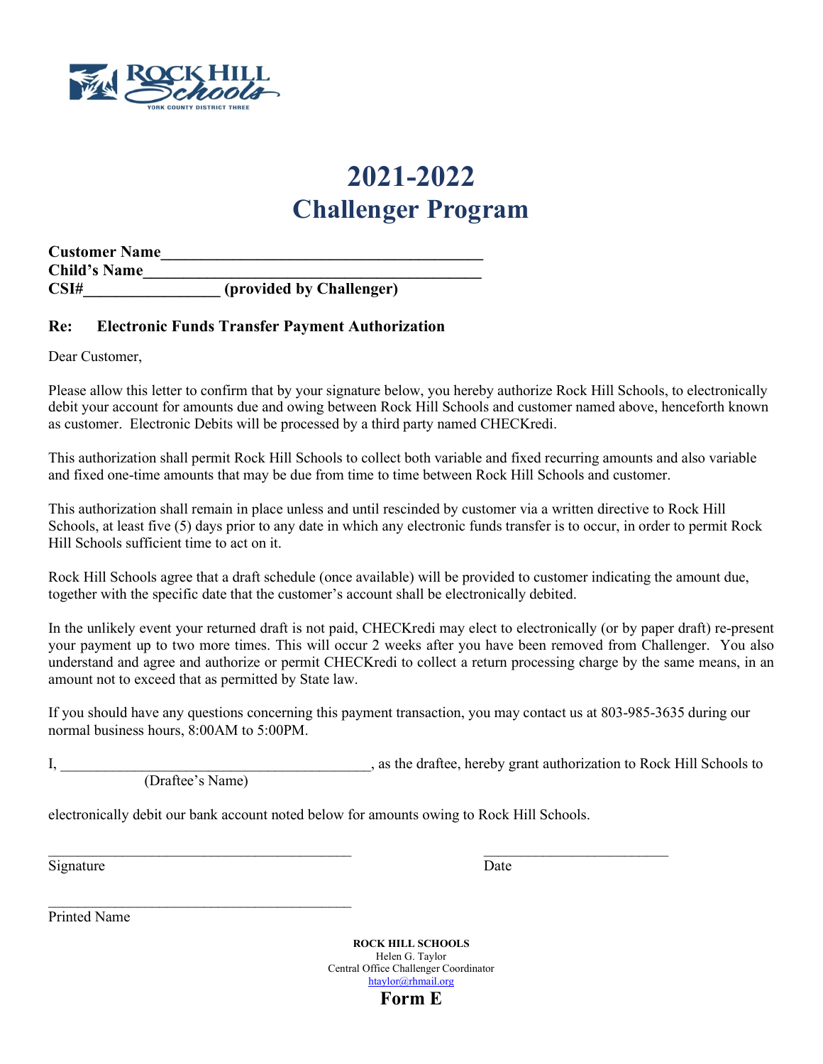# 2021-2022
# Challenger Program

**Customer Name**_______________________________________
**Child's Name**_________________________________________
**CSI#**________________ **(provided by Challenger)**

**Re: Electronic Funds Transfer Payment Authorization**

Dear Customer,

Please allow this letter to confirm that by your signature below, you hereby authorize Rock Hill Schools, to electronically debit your account for amounts due and owing between Rock Hill Schools and customer named above, henceforth known as customer. Electronic Debits will be processed by a third party named CHECKredi.

This authorization shall permit Rock Hill Schools to collect both variable and fixed recurring amounts and also variable and fixed one-time amounts that may be due from time to time between Rock Hill Schools and customer.

This authorization shall remain in place unless and until rescinded by customer via a written directive to Rock Hill Schools, at least five (5) days prior to any date in which any electronic funds transfer is to occur, in order to permit Rock Hill Schools sufficient time to act on it.

Rock Hill Schools agree that a draft schedule (once available) will be provided to customer indicating the amount due, together with the specific date that the customer's account shall be electronically debited.

In the unlikely event your returned draft is not paid, CHECKredi may elect to electronically (or by paper draft) re-present your payment up to two more times. This will occur 2 weeks after you have been removed from Challenger. You also understand and agree and authorize or permit CHECKredi to collect a return processing charge by the same means, in an amount not to exceed that as permitted by State law.

If you should have any questions concerning this payment transaction, you may contact us at 803-985-3635 during our normal business hours, 8:00AM to 5:00PM.

I, ________________________________________, as the draftee, hereby grant authorization to Rock Hill Schools to
(Draftee's Name)

electronically debit our bank account noted below for amounts owing to Rock Hill Schools.

________________________________________ ________________________
Signature Date

________________________________________
Printed Name

**ROCK HILL SCHOOLS**
Helen G. Taylor
Central Office Challenger Coordinator
htaylor@rhmail.org

**Form E**